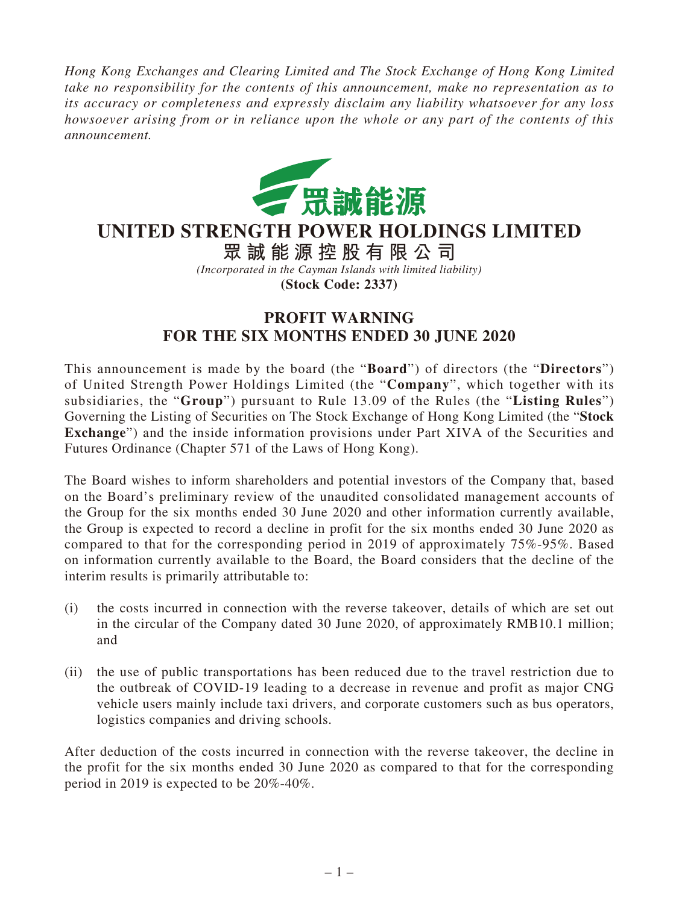*Hong Kong Exchanges and Clearing Limited and The Stock Exchange of Hong Kong Limited take no responsibility for the contents of this announcement, make no representation as to its accuracy or completeness and expressly disclaim any liability whatsoever for any loss howsoever arising from or in reliance upon the whole or any part of the contents of this announcement.*

眾誠能源

# UNITED STRENGTH POWER HOLDINGS LIMITED

## 眾誠能源控股有限公司

*(Incorporated in the Cayman Islands with limited liability)*

**(Stock Code: 2337)**

## PROFIT WARNING FOR THE SIX MONTHS ENDED 30 JUNE 2020

This announcement is made by the board (the "**Board**") of directors (the "**Directors**") of United Strength Power Holdings Limited (the "**Company**", which together with its subsidiaries, the "**Group**") pursuant to Rule 13.09 of the Rules (the "**Listing Rules**") Governing the Listing of Securities on The Stock Exchange of Hong Kong Limited (the "**Stock Exchange**") and the inside information provisions under Part XIVA of the Securities and Futures Ordinance (Chapter 571 of the Laws of Hong Kong).

The Board wishes to inform shareholders and potential investors of the Company that, based on the Board's preliminary review of the unaudited consolidated management accounts of the Group for the six months ended 30 June 2020 and other information currently available, the Group is expected to record a decline in profit for the six months ended 30 June 2020 as compared to that for the corresponding period in 2019 of approximately 75%-95%. Based on information currently available to the Board, the Board considers that the decline of the interim results is primarily attributable to:

(i) the costs incurred in connection with the reverse takeover, details of which are set out in the circular of the Company dated 30 June 2020, of approximately RMB10.1 million; and

(ii) the use of public transportations has been reduced due to the travel restriction due to the outbreak of COVID-19 leading to a decrease in revenue and profit as major CNG vehicle users mainly include taxi drivers, and corporate customers such as bus operators, logistics companies and driving schools.

After deduction of the costs incurred in connection with the reverse takeover, the decline in the profit for the six months ended 30 June 2020 as compared to that for the corresponding period in 2019 is expected to be 20%-40%.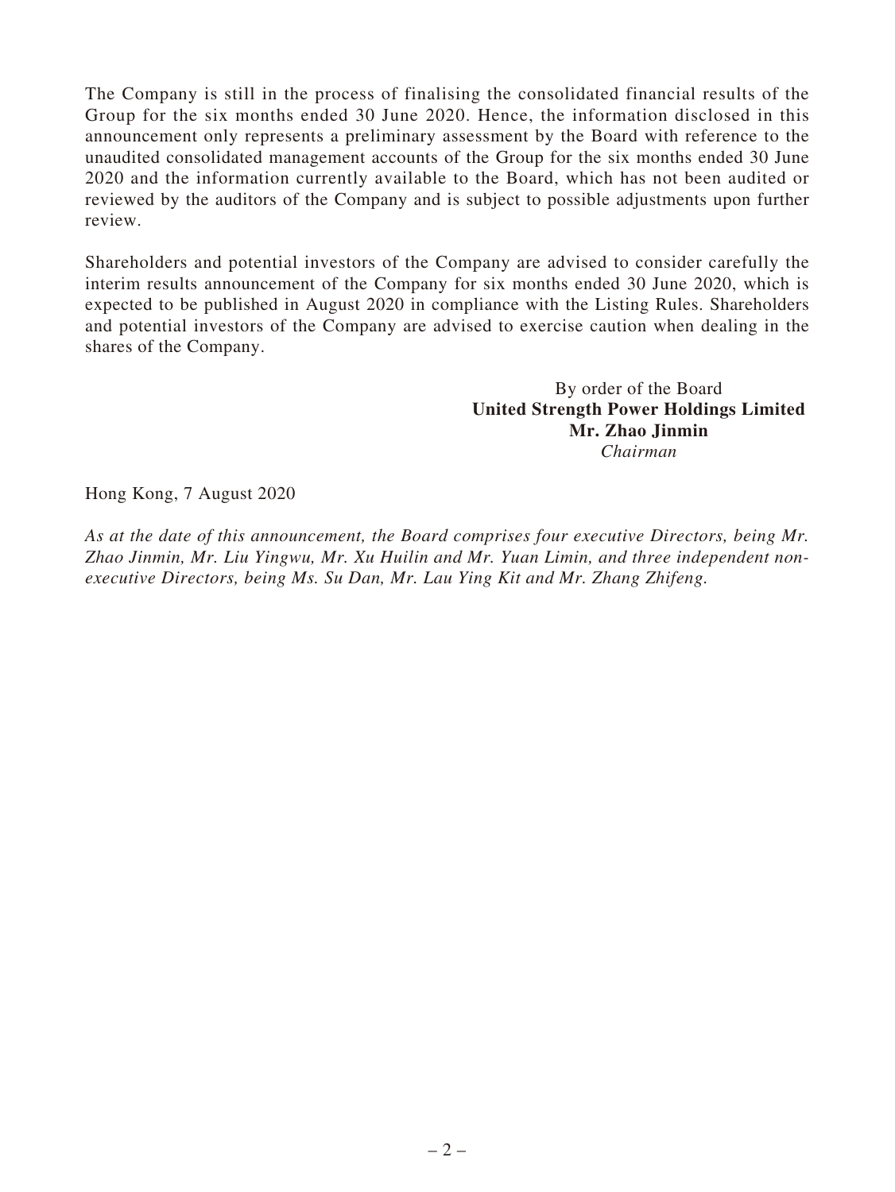The Company is still in the process of finalising the consolidated financial results of the Group for the six months ended 30 June 2020. Hence, the information disclosed in this announcement only represents a preliminary assessment by the Board with reference to the unaudited consolidated management accounts of the Group for the six months ended 30 June 2020 and the information currently available to the Board, which has not been audited or reviewed by the auditors of the Company and is subject to possible adjustments upon further review.

Shareholders and potential investors of the Company are advised to consider carefully the interim results announcement of the Company for six months ended 30 June 2020, which is expected to be published in August 2020 in compliance with the Listing Rules. Shareholders and potential investors of the Company are advised to exercise caution when dealing in the shares of the Company.

By order of the Board
**United Strength Power Holdings Limited**
**Mr. Zhao Jinmin**
*Chairman*

Hong Kong, 7 August 2020

*As at the date of this announcement, the Board comprises four executive Directors, being Mr. Zhao Jinmin, Mr. Liu Yingwu, Mr. Xu Huilin and Mr. Yuan Limin, and three independent non-executive Directors, being Ms. Su Dan, Mr. Lau Ying Kit and Mr. Zhang Zhifeng.*